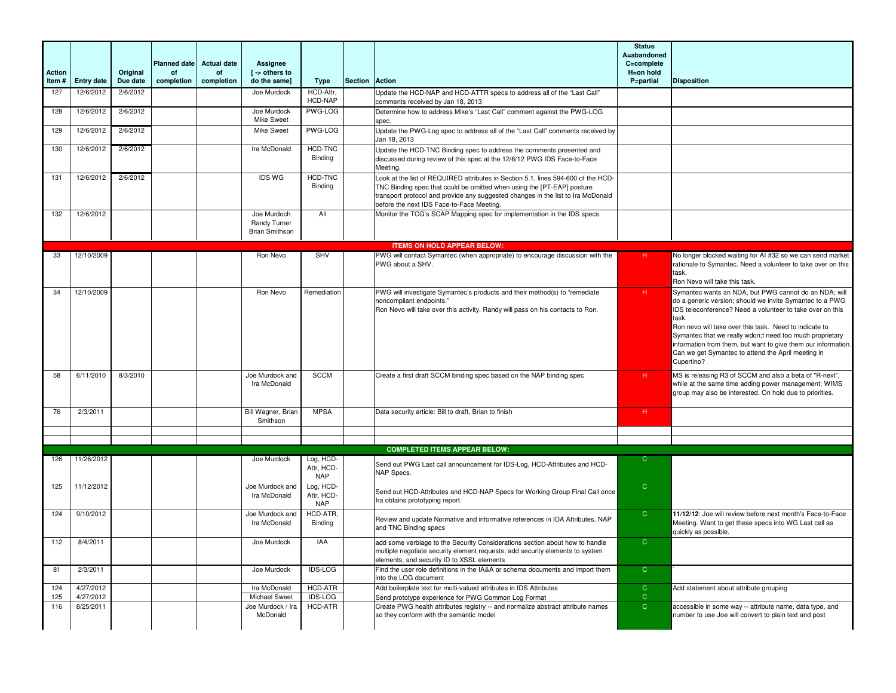| Action Item # | Entry date | Original Due date | Planned date of completion | Actual date of completion | Assignee [ -> others to do the same] | Type | Section | Action | Status A=abandoned C=complete H=on hold P=partial | Disposition |
|---|---|---|---|---|---|---|---|---|---|---|
| 127 | 12/6/2012 | 2/6/2012 | | | Joe Murdock | HCD-Attr, HCD-NAP | | Update the HCD-NAP and HCD-ATTR specs to address all of the "Last Call" comments received by Jan 18, 2013 | | |
| 128 | 12/6/2012 | 2/6/2012 | | | Joe Murdock Mike Sweet | PWG-LOG | | Determine how to address Mike's "Last Call" comment against the PWG-LOG spec. | | |
| 129 | 12/6/2012 | 2/6/2012 | | | Mike Sweet | PWG-LOG | | Update the PWG-Log spec to address all of the "Last Call" comments received by Jan 18, 2013 | | |
| 130 | 12/6/2012 | 2/6/2012 | | | Ira McDonald | HCD-TNC Binding | | Update the HCD-TNC Binding spec to address the comments presented and discussed during review of this spec at the 12/6/12 PWG IDS Face-to-Face Meeting. | | |
| 131 | 12/6/2012 | 2/6/2012 | | | IDS WG | HCD-TNC Binding | | Look at the list of REQUIRED attributes in Section 5.1, lines 594-600 of the HCD-TNC Binding spec that could be omitted when using the [PT-EAP] posture transport protocol and provide any suggested changes in the list to Ira McDonald before the next IDS Face-to-Face Meeting. | | |
| 132 | 12/6/2012 | | | | Joe Murdoch Randy Turner Brian Smithson | All | | Monitor the TCG's SCAP Mapping spec for implementation in the IDS specs | | |
| | | | | | | | | **ITEMS ON HOLD APPEAR BELOW:** | | |
| 33 | 12/10/2009 | | | | Ron Nevo | SHV | | PWG will contact Symantec (when appropriate) to encourage discussion with the PWG about a SHV. | H | No longer blocked waiting for AI #32 so we can send market rationale to Symantec. Need a volunteer to take over on this task. Ron Nevo will take this task. |
| 34 | 12/10/2009 | | | | Ron Nevo | Remediation | | PWG will investigate Symantec's products and their method(s) to "remediate noncompliant endpoints." Ron Nevo will take over this activity. Randy will pass on his contacts to Ron. | H | Symantec wants an NDA, but PWG cannot do an NDA; will do a generic version; should we invite Symantec to a PWG IDS teleconference? Need a volunteer to take over on this task. Ron nevo will take over this task. Need to indicate to Symantec that we really wdon;t need too much proprietary information from them, but want to give them our information. Can we get Symantec to attend the April meeting in Cupertino? |
| 58 | 6/11/2010 | 8/3/2010 | | | Joe Murdock and Ira McDonald | SCCM | | Create a first draft SCCM binding spec based on the NAP binding spec | H | MS is releasing R3 of SCCM and also a beta of "R-next", while at the same time adding power management; WIMS group may also be interested. On hold due to priorities. |
| 76 | 2/3/2011 | | | | Bill Wagner, Brian Smithson | MPSA | | Data security article: Bill to draft, Brian to finish | H | |
| | | | | | | | | | | |
| | | | | | | | | | | |
| | | | | | | | | **COMPLETED ITEMS APPEAR BELOW:** | | |
| 126 | 11/26/2012 | | | | Joe Murdock | Log, HCD-Attr, HCD-NAP | | Send out PWG Last call announcement for IDS-Log, HCD-Attributes and HCD-NAP Specs. | C | |
| 125 | 11/12/2012 | | | | Joe Murdock and Ira McDonald | Log, HCD-Attr, HCD-NAP | | Send out HCD-Attributes and HCD-NAP Specs for Working Group Final Call once Ira obtains prototyping report. | C | |
| 124 | 9/10/2012 | | | | Joe Murdock and Ira McDonald | HCD-ATR, Binding | | Review and update Normative and informative references in IDA Attributes, NAP and TNC Binding specs | C | **11/12/12**: Joe will review before next month's Face-to-Face Meeting. Want to get these specs into WG Last call as quickly as possible. |
| 112 | 8/4/2011 | | | | Joe Murdock | IAA | | add some verbiage to the Security Considerations section about how to handle multiple negotiate security element requests; add security elements to system elements, and security ID to XSSL elements | C | |
| 81 | 2/3/2011 | | | | Joe Murdock | IDS-LOG | | Find the user role definitions in the IA&A or schema documents and import them into the LOG document | C | ` |
| 124 | 4/27/2012 | | | | Ira McDonald | HCD-ATR | | Add boilerplate text for multi-valued attributes in IDS Attributes | C | Add statement about attribute grouping |
| 125 | 4/27/2012 | | | | Michael Sweet | IDS-LOG | | Send prototype experience for PWG Common Log Format | C | |
| 116 | 8/25/2011 | | | | Joe Murdock / Ira McDonald | HCD-ATR | | Create PWG health attributes registry -- and normalize abstract attribute names so they conform with the semantic model | C | accessible in some way -- attribute name, data type, and number to use Joe will convert to plain text and post |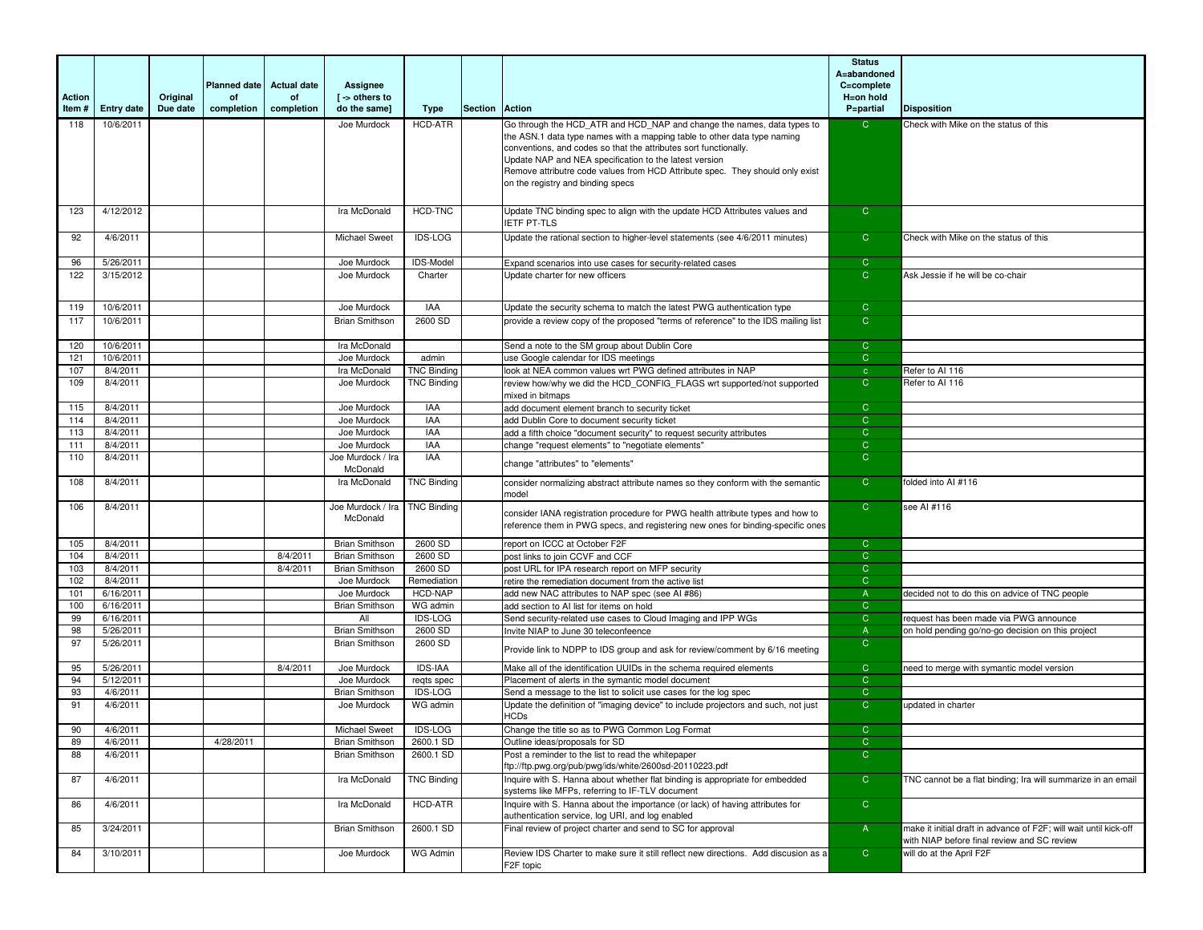| Action Item # | Entry date | Original Due date | Planned date of completion | Actual date of completion | Assignee [ -> others to do the same] | Type | Section | Action | Status A=abandoned C=complete H=on hold P=partial | Disposition |
|---|---|---|---|---|---|---|---|---|---|---|
| 118 | 10/6/2011 | | | | Joe Murdock | HCD-ATR | | Go through the HCD_ATR and HCD_NAP and change the names, data types to the ASN.1 data type names with a mapping table to other data type naming conventions, and codes so that the attributes sort functionally. Update NAP and NEA specification to the latest version Remove attributre code values from HCD Attribute spec. They should only exist on the registry and binding specs | C | Check with Mike on the status of this |
| 123 | 4/12/2012 | | | | Ira McDonald | HCD-TNC | | Update TNC binding spec to align with the update HCD Attributes values and IETF PT-TLS | C | |
| 92 | 4/6/2011 | | | | Michael Sweet | IDS-LOG | | Update the rational section to higher-level statements (see 4/6/2011 minutes) | C | Check with Mike on the status of this |
| 96 | 5/26/2011 | | | | Joe Murdock | IDS-Model | | Expand scenarios into use cases for security-related cases | C | |
| 122 | 3/15/2012 | | | | Joe Murdock | Charter | | Update charter for new officers | C | Ask Jessie if he will be co-chair |
| 119 | 10/6/2011 | | | | Joe Murdock | IAA | | Update the security schema to match the latest PWG authentication type | C | |
| 117 | 10/6/2011 | | | | Brian Smithson | 2600 SD | | provide a review copy of the proposed "terms of reference" to the IDS mailing list | C | |
| 120 | 10/6/2011 | | | | Ira McDonald | | | Send a note to the SM group about Dublin Core | C | |
| 121 | 10/6/2011 | | | | Joe Murdock | admin | | use Google calendar for IDS meetings | C | |
| 107 | 8/4/2011 | | | | Ira McDonald | TNC Binding | | look at NEA common values wrt PWG defined attributes in NAP | c | Refer to AI 116 |
| 109 | 8/4/2011 | | | | Joe Murdock | TNC Binding | | review how/why we did the HCD_CONFIG_FLAGS wrt supported/not supported mixed in bitmaps | C | Refer to AI 116 |
| 115 | 8/4/2011 | | | | Joe Murdock | IAA | | add document element branch to security ticket | C | |
| 114 | 8/4/2011 | | | | Joe Murdock | IAA | | add Dublin Core to document security ticket | C | |
| 113 | 8/4/2011 | | | | Joe Murdock | IAA | | add a fifth choice "document security" to request security attributes | C | |
| 111 | 8/4/2011 | | | | Joe Murdock | IAA | | change "request elements" to "negotiate elements" | C | |
| 110 | 8/4/2011 | | | | Joe Murdock / Ira McDonald | IAA | | change "attributes" to "elements" | C | |
| 108 | 8/4/2011 | | | | Ira McDonald | TNC Binding | | consider normalizing abstract attribute names so they conform with the semantic model | C | folded into AI #116 |
| 106 | 8/4/2011 | | | | Joe Murdock / Ira McDonald | TNC Binding | | consider IANA registration procedure for PWG health attribute types and how to reference them in PWG specs, and registering new ones for binding-specific ones | C | see AI #116 |
| 105 | 8/4/2011 | | | | Brian Smithson | 2600 SD | | report on ICCC at October F2F | C | |
| 104 | 8/4/2011 | | | 8/4/2011 | Brian Smithson | 2600 SD | | post links to join CCVF and CCF | C | |
| 103 | 8/4/2011 | | | 8/4/2011 | Brian Smithson | 2600 SD | | post URL for IPA research report on MFP security | C | |
| 102 | 8/4/2011 | | | | Joe Murdock | Remediation | | retire the remediation document from the active list | C | |
| 101 | 6/16/2011 | | | | Joe Murdock | HCD-NAP | | add new NAC attributes to NAP spec (see AI #86) | A | decided not to do this on advice of TNC people |
| 100 | 6/16/2011 | | | | Brian Smithson | WG admin | | add section to AI list for items on hold | C | |
| 99 | 6/16/2011 | | | | All | IDS-LOG | | Send security-related use cases to Cloud Imaging and IPP WGs | C | request has been made via PWG announce |
| 98 | 5/26/2011 | | | | Brian Smithson | 2600 SD | | Invite NIAP to June 30 teleconfeence | A | on hold pending go/no-go decision on this project |
| 97 | 5/26/2011 | | | | Brian Smithson | 2600 SD | | Provide link to NDPP to IDS group and ask for review/comment by 6/16 meeting | C | |
| 95 | 5/26/2011 | | | 8/4/2011 | Joe Murdock | IDS-IAA | | Make all of the identification UUIDs in the schema required elements | C | need to merge with symantic model version |
| 94 | 5/12/2011 | | | | Joe Murdock | reqts spec | | Placement of alerts in the symantic model document | C | |
| 93 | 4/6/2011 | | | | Brian Smithson | IDS-LOG | | Send a message to the list to solicit use cases for the log spec | C | |
| 91 | 4/6/2011 | | | | Joe Murdock | WG admin | | Update the definition of "imaging device" to include projectors and such, not just HCDs | C | updated in charter |
| 90 | 4/6/2011 | | | | Michael Sweet | IDS-LOG | | Change the title so as to PWG Common Log Format | C | |
| 89 | 4/6/2011 | | 4/28/2011 | | Brian Smithson | 2600.1 SD | | Outline ideas/proposals for SD | C | |
| 88 | 4/6/2011 | | | | Brian Smithson | 2600.1 SD | | Post a reminder to the list to read the whitepaper ftp://ftp.pwg.org/pub/pwg/ids/white/2600sd-20110223.pdf | C | |
| 87 | 4/6/2011 | | | | Ira McDonald | TNC Binding | | Inquire with S. Hanna about whether flat binding is appropriate for embedded systems like MFPs, referring to IF-TLV document | C | TNC cannot be a flat binding; Ira will summarize in an email |
| 86 | 4/6/2011 | | | | Ira McDonald | HCD-ATR | | Inquire with S. Hanna about the importance (or lack) of having attributes for authentication service, log URI, and log enabled | C | |
| 85 | 3/24/2011 | | | | Brian Smithson | 2600.1 SD | | Final review of project charter and send to SC for approval | A | make it initial draft in advance of F2F; will wait until kick-off with NIAP before final review and SC review |
| 84 | 3/10/2011 | | | | Joe Murdock | WG Admin | | Review IDS Charter to make sure it still reflect new directions. Add discusion as a F2F topic | C | will do at the April F2F |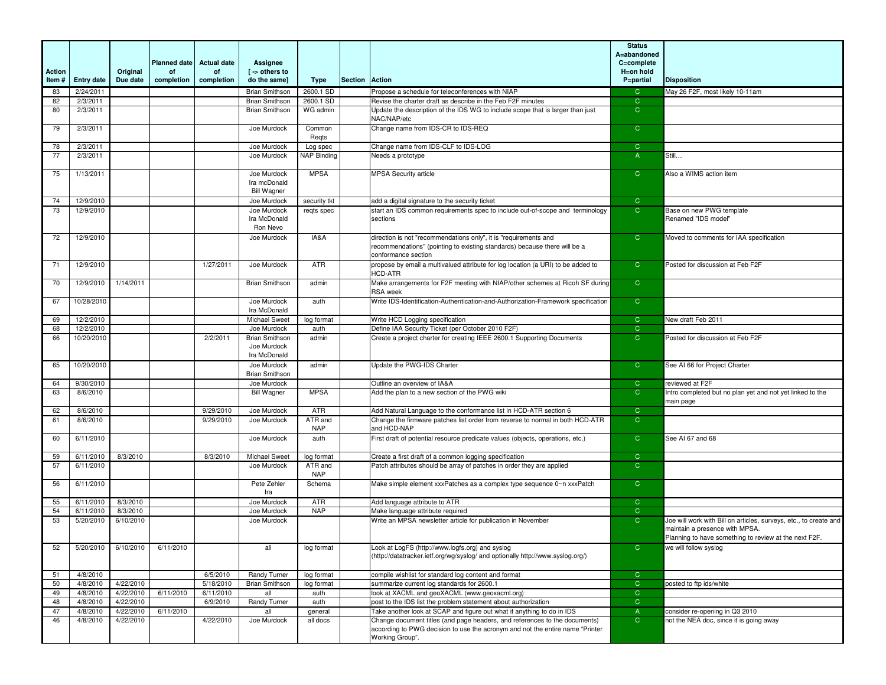| Action Item # | Entry date | Original Due date | Planned date of completion | Actual date of completion | Assignee [ -> others to do the same] | Type | Section | Action | Status A=abandoned C=complete H=on hold P=partial | Disposition |
|---|---|---|---|---|---|---|---|---|---|---|
| 83 | 2/24/2011 | | | | Brian Smithson | 2600.1 SD | | Propose a schedule for teleconferences with NIAP | C | May 26 F2F, most likely 10-11am |
| 82 | 2/3/2011 | | | | Brian Smithson | 2600.1 SD | | Revise the charter draft as describe in the Feb F2F minutes | C | |
| 80 | 2/3/2011 | | | | Brian Smithson | WG admin | | Update the description of the IDS WG to include scope that is larger than just NAC/NAP/etc | C | |
| 79 | 2/3/2011 | | | | Joe Murdock | Common Reqts | | Change name from IDS-CR to IDS-REQ | C | |
| 78 | 2/3/2011 | | | | Joe Murdock | Log spec | | Change name from IDS-CLF to IDS-LOG | C | |
| 77 | 2/3/2011 | | | | Joe Murdock | NAP Binding | | Needs a prototype | A | Still… |
| 75 | 1/13/2011 | | | | Joe Murdock Ira mcDonald Bill Wagner | MPSA | | MPSA Security article | C | Also a WIMS action item |
| 74 | 12/9/2010 | | | | Joe Murdock | security tkt | | add a digital signature to the security ticket | C | |
| 73 | 12/9/2010 | | | | Joe Murdock Ira McDonald Ron Nevo | reqts spec | | start an IDS common requirements spec to include out-of-scope and terminology sections | C | Base on new PWG template Renamed "IDS model" |
| 72 | 12/9/2010 | | | | Joe Murdock | IA&A | | direction is not "recommendations only", it is "requirements and recommendations" (pointing to existing standards) because there will be a conformance section | C | Moved to comments for IAA specification |
| 71 | 12/9/2010 | | | 1/27/2011 | Joe Murdock | ATR | | propose by email a multivalued attribute for log location (a URI) to be added to HCD-ATR | C | Posted for discussion at Feb F2F |
| 70 | 12/9/2010 | 1/14/2011 | | | Brian Smithson | admin | | Make arrangements for F2F meeting with NIAP/other schemes at Ricoh SF during RSA week | C | |
| 67 | 10/28/2010 | | | | Joe Murdock Ira McDonald | auth | | Write IDS-Identification-Authentication-and-Authorization-Framework specification | C | |
| 69 | 12/2/2010 | | | | Michael Sweet | log format | | Write HCD Logging specification | C | New draft Feb 2011 |
| 68 | 12/2/2010 | | | | Joe Murdock | auth | | Define IAA Security Ticket (per October 2010 F2F) | C | |
| 66 | 10/20/2010 | | | 2/2/2011 | Brian Smithson Joe Murdock Ira McDonald | admin | | Create a project charter for creating IEEE 2600.1 Supporting Documents | C | Posted for discussion at Feb F2F |
| 65 | 10/20/2010 | | | | Joe Murdock Brian Smithson | admin | | Update the PWG-IDS Charter | C | See AI 66 for Project Charter |
| 64 | 9/30/2010 | | | | Joe Murdock | | | Outline an overview of IA&A | C | reviewed at F2F |
| 63 | 8/6/2010 | | | | Bill Wagner | MPSA | | Add the plan to a new section of the PWG wiki | C | Intro completed but no plan yet and not yet linked to the main page |
| 62 | 8/6/2010 | | | 9/29/2010 | Joe Murdock | ATR | | Add Natural Language to the conformance list in HCD-ATR section 6 | C | |
| 61 | 8/6/2010 | | | 9/29/2010 | Joe Murdock | ATR and NAP | | Change the firmware patches list order from reverse to normal in both HCD-ATR and HCD-NAP | C | |
| 60 | 6/11/2010 | | | | Joe Murdock | auth | | First draft of potential resource predicate values (objects, operations, etc.) | C | See AI 67 and 68 |
| 59 | 6/11/2010 | 8/3/2010 | | 8/3/2010 | Michael Sweet | log format | | Create a first draft of a common logging specification | C | |
| 57 | 6/11/2010 | | | | Joe Murdock | ATR and NAP | | Patch attributes should be array of patches in order they are applied | C | |
| 56 | 6/11/2010 | | | | Pete Zehler Ira | Schema | | Make simple element xxxPatches as a complex type sequence 0~n xxxPatch | C | |
| 55 | 6/11/2010 | 8/3/2010 | | | Joe Murdock | ATR | | Add language attribute to ATR | C | |
| 54 | 6/11/2010 | 8/3/2010 | | | Joe Murdock | NAP | | Make language attribute required | C | |
| 53 | 5/20/2010 | 6/10/2010 | | | Joe Murdock | | | Write an MPSA newsletter article for publication in November | C | Joe will work with Bill on articles, surveys, etc., to create and maintain a presence with MPSA. Planning to have something to review at the next F2F. |
| 52 | 5/20/2010 | 6/10/2010 | 6/11/2010 | | all | log format | | Look at LogFS (http://www.logfs.org) and syslog (http://datatracker.ietf.org/wg/syslog/ and optionally http://www.syslog.org/) | C | we will follow syslog |
| 51 | 4/8/2010 | | | 6/5/2010 | Randy Turner | log format | | compile wishlist for standard log content and format | C | |
| 50 | 4/8/2010 | 4/22/2010 | | 5/18/2010 | Brian Smithson | log format | | summarize current log standards for 2600.1 | C | posted to ftp ids/white |
| 49 | 4/8/2010 | 4/22/2010 | 6/11/2010 | 6/11/2010 | all | auth | | look at XACML and geoXACML (www.geoxacml.org) | C | |
| 48 | 4/8/2010 | 4/22/2010 | | 6/9/2010 | Randy Turner | auth | | post to the IDS list the problem statement about authorization | C | |
| 47 | 4/8/2010 | 4/22/2010 | 6/11/2010 | | all | general | | Take another look at SCAP and figure out what if anything to do in IDS | A | consider re-opening in Q3 2010 |
| 46 | 4/8/2010 | 4/22/2010 | | 4/22/2010 | Joe Murdock | all docs | | Change document titles (and page headers, and references to the documents) according to PWG decision to use the acronym and not the entire name "Printer Working Group". | C | not the NEA doc, since it is going away |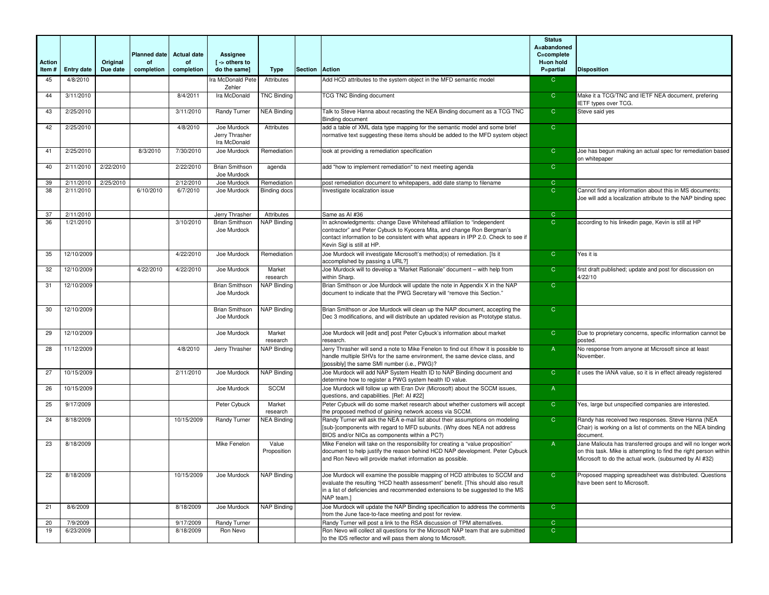| Action Item # | Entry date | Original Due date | Planned date of completion | Actual date of completion | Assignee [ -> others to do the same] | Type | Section | Action | Status A=abandoned C=complete H=on hold P=partial | Disposition |
|---|---|---|---|---|---|---|---|---|---|---|
| 45 | 4/8/2010 | | | | Ira McDonald Pete Zehler | Attributes | | Add HCD attributes to the system object in the MFD semantic model | C | |
| 44 | 3/11/2010 | | | 8/4/2011 | Ira McDonald | TNC Binding | | TCG TNC Binding document | C | Make it a TCG/TNC and IETF NEA document, prefering IETF types over TCG. |
| 43 | 2/25/2010 | | | 3/11/2010 | Randy Turner | NEA Binding | | Talk to Steve Hanna about recasting the NEA Binding document as a TCG TNC Binding document | C | Steve said yes |
| 42 | 2/25/2010 | | | 4/8/2010 | Joe Murdock Jerry Thrasher Ira McDonald | Attributes | | add a table of XML data type mapping for the semantic model and some brief normative text suggesting these items should be added to the MFD system object | C | |
| 41 | 2/25/2010 | | 8/3/2010 | 7/30/2010 | Joe Murdock | Remediation | | look at providing a remediation specification | C | Joe has begun making an actual spec for remediation based on whitepaper |
| 40 | 2/11/2010 | 2/22/2010 | | 2/22/2010 | Brian Smithson Joe Murdock | agenda | | add "how to implement remediation" to next meeting agenda | C | |
| 39 | 2/11/2010 | 2/25/2010 | | 2/12/2010 | Joe Murdock | Remediation | | post remediation document to whitepapers, add date stamp to filename | C | |
| 38 | 2/11/2010 | | 6/10/2010 | 6/7/2010 | Joe Murdock | Binding docs | | Investigate localization issue | C | Cannot find any information about this in MS documents; Joe will add a localization attribute to the NAP binding spec |
| 37 | 2/11/2010 | | | | Jerry Thrasher | Attributes | | Same as AI #36 | C | |
| 36 | 1/21/2010 | | | 3/10/2010 | Brian Smithson Joe Murdock | NAP Binding | | In acknowledgments: change Dave Whitehead affiliation to "independent contractor" and Peter Cybuck to Kyocera Mita, and change Ron Bergman's contact information to be consistent with what appears in IPP 2.0. Check to see if Kevin Sigl is still at HP. | C | according to his linkedin page, Kevin is still at HP |
| 35 | 12/10/2009 | | | 4/22/2010 | Joe Murdock | Remediation | | Joe Murdock will investigate Microsoft's method(s) of remediation. [Is it accomplished by passing a URL?] | C | Yes it is |
| 32 | 12/10/2009 | | 4/22/2010 | 4/22/2010 | Joe Murdock | Market research | | Joe Murdock will to develop a "Market Rationale" document – with help from within Sharp. | C | first draft published; update and post for discussion on 4/22/10 |
| 31 | 12/10/2009 | | | | Brian Smithson Joe Murdock | NAP Binding | | Brian Smithson or Joe Murdock will update the note in Appendix X in the NAP document to indicate that the PWG Secretary will "remove this Section." | C | |
| 30 | 12/10/2009 | | | | Brian Smithson Joe Murdock | NAP Binding | | Brian Smithson or Joe Murdock will clean up the NAP document, accepting the Dec 3 modifications, and will distribute an updated revision as Prototype status. | C | |
| 29 | 12/10/2009 | | | | Joe Murdock | Market research | | Joe Murdock will [edit and] post Peter Cybuck's information about market research. | C | Due to proprietary concerns, specific information cannot be posted. |
| 28 | 11/12/2009 | | | 4/8/2010 | Jerry Thrasher | NAP Binding | | Jerry Thrasher will send a note to Mike Fenelon to find out if/how it is possible to handle multiple SHVs for the same environment, the same device class, and [possibly] the same SMI number (i.e., PWG)? | A | No response from anyone at Microsoft since at least November. |
| 27 | 10/15/2009 | | | 2/11/2010 | Joe Murdock | NAP Binding | | Joe Murdock will add NAP System Health ID to NAP Binding document and determine how to register a PWG system health ID value. | C | it uses the IANA value, so it is in effect already registered |
| 26 | 10/15/2009 | | | | Joe Murdock | SCCM | | Joe Murdock will follow up with Eran Dvir (Microsoft) about the SCCM issues, questions, and capabilities. [Ref: AI #22] | A | |
| 25 | 9/17/2009 | | | | Peter Cybuck | Market research | | Peter Cybuck will do some market research about whether customers will accept the proposed method of gaining network access via SCCM. | C | Yes, large but unspecified companies are interested. |
| 24 | 8/18/2009 | | | 10/15/2009 | Randy Turner | NEA Binding | | Randy Turner will ask the NEA e-mail list about their assumptions on modeling [sub-]components with regard to MFD subunits. (Why does NEA not address BIOS and/or NICs as components within a PC?) | C | Randy has received two responses. Steve Hanna (NEA Chair) is working on a list of comments on the NEA binding document. |
| 23 | 8/18/2009 | | | | Mike Fenelon | Value Proposition | | Mike Fenelon will take on the responsibility for creating a "value proposition" document to help justify the reason behind HCD NAP development. Peter Cybuck and Ron Nevo will provide market information as possible. | A | Jane MalIouta has transferred groups and will no longer work on this task. Mike is attempting to find the right person within Microsoft to do the actual work. (subsumed by AI #32) |
| 22 | 8/18/2009 | | | 10/15/2009 | Joe Murdock | NAP Binding | | Joe Murdock will examine the possible mapping of HCD attributes to SCCM and evaluate the resulting "HCD health assessment" benefit. [This should also result in a list of deficiencies and recommended extensions to be suggested to the MS NAP team.] | C | Proposed mapping spreadsheet was distributed. Questions have been sent to Microsoft. |
| 21 | 8/6/2009 | | | 8/18/2009 | Joe Murdock | NAP Binding | | Joe Murdock will update the NAP Binding specification to address the comments from the June face-to-face meeting and post for review. | C | |
| 20 | 7/9/2009 | | | 9/17/2009 | Randy Turner | | | Randy Turner will post a link to the RSA discussion of TPM alternatives. | C | |
| 19 | 6/23/2009 | | | 8/18/2009 | Ron Nevo | | | Ron Nevo will collect all questions for the Microsoft NAP team that are submitted to the IDS reflector and will pass them along to Microsoft. | C | |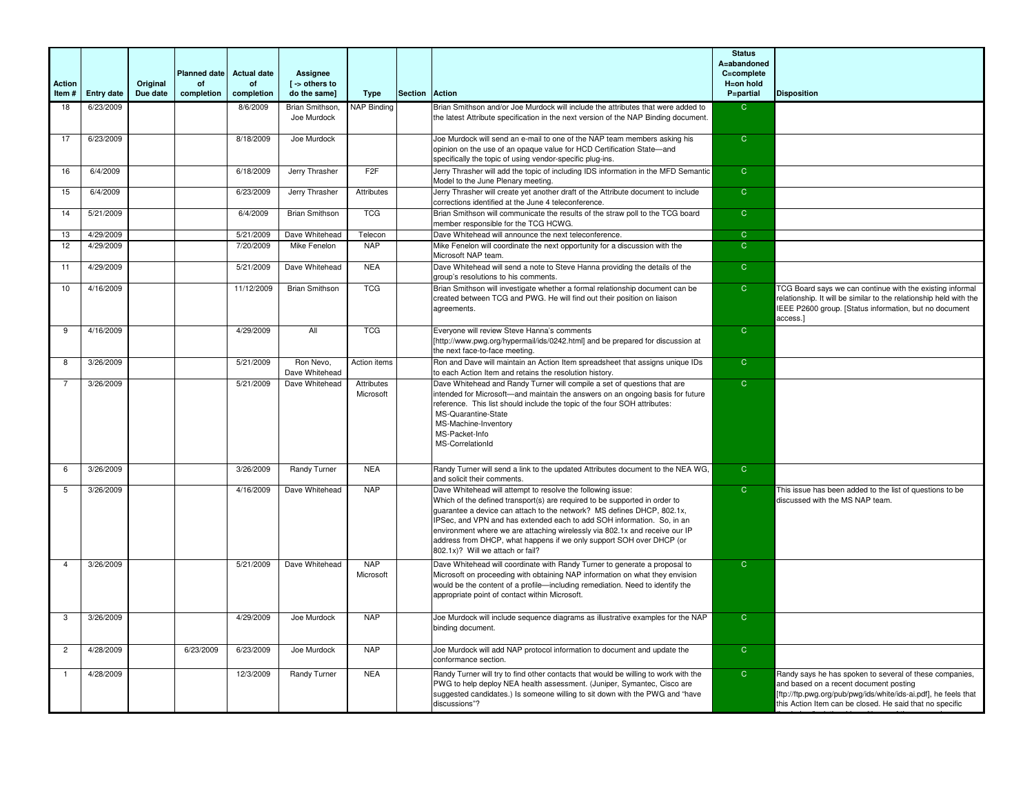| Action Item # | Entry date | Original Due date | Planned date of completion | Actual date of completion | Assignee [ -> others to do the same] | Type | Section | Action | Status A=abandoned C=complete H=on hold P=partial | Disposition |
|---|---|---|---|---|---|---|---|---|---|---|
| 18 | 6/23/2009 | | | 8/6/2009 | Brian Smithson, Joe Murdock | NAP Binding | | Brian Smithson and/or Joe Murdock will include the attributes that were added to the latest Attribute specification in the next version of the NAP Binding document. | C | |
| 17 | 6/23/2009 | | | 8/18/2009 | Joe Murdock | | | Joe Murdock will send an e-mail to one of the NAP team members asking his opinion on the use of an opaque value for HCD Certification State—and specifically the topic of using vendor-specific plug-ins. | C | |
| 16 | 6/4/2009 | | | 6/18/2009 | Jerry Thrasher | F2F | | Jerry Thrasher will add the topic of including IDS information in the MFD Semantic Model to the June Plenary meeting. | C | |
| 15 | 6/4/2009 | | | 6/23/2009 | Jerry Thrasher | Attributes | | Jerry Thrasher will create yet another draft of the Attribute document to include corrections identified at the June 4 teleconference. | C | |
| 14 | 5/21/2009 | | | 6/4/2009 | Brian Smithson | TCG | | Brian Smithson will communicate the results of the straw poll to the TCG board member responsible for the TCG HCWG. | C | |
| 13 | 4/29/2009 | | | 5/21/2009 | Dave Whitehead | Telecon | | Dave Whitehead will announce the next teleconference. | C | |
| 12 | 4/29/2009 | | | 7/20/2009 | Mike Fenelon | NAP | | Mike Fenelon will coordinate the next opportunity for a discussion with the Microsoft NAP team. | C | |
| 11 | 4/29/2009 | | | 5/21/2009 | Dave Whitehead | NEA | | Dave Whitehead will send a note to Steve Hanna providing the details of the group's resolutions to his comments. | C | |
| 10 | 4/16/2009 | | | 11/12/2009 | Brian Smithson | TCG | | Brian Smithson will investigate whether a formal relationship document can be created between TCG and PWG. He will find out their position on liaison agreements. | C | TCG Board says we can continue with the existing informal relationship. It will be similar to the relationship held with the IEEE P2600 group. [Status information, but no document access.] |
| 9 | 4/16/2009 | | | 4/29/2009 | All | TCG | | Everyone will review Steve Hanna's comments [http://www.pwg.org/hypermail/ids/0242.html] and be prepared for discussion at the next face-to-face meeting. | C | |
| 8 | 3/26/2009 | | | 5/21/2009 | Ron Nevo, Dave Whitehead | Action items | | Ron and Dave will maintain an Action Item spreadsheet that assigns unique IDs to each Action Item and retains the resolution history. | C | |
| 7 | 3/26/2009 | | | 5/21/2009 | Dave Whitehead | Attributes Microsoft | | Dave Whitehead and Randy Turner will compile a set of questions that are intended for Microsoft—and maintain the answers on an ongoing basis for future reference. This list should include the topic of the four SOH attributes: MS-Quarantine-State MS-Machine-Inventory MS-Packet-Info MS-CorrelationId | C | |
| 6 | 3/26/2009 | | | 3/26/2009 | Randy Turner | NEA | | Randy Turner will send a link to the updated Attributes document to the NEA WG, and solicit their comments. | C | |
| 5 | 3/26/2009 | | | 4/16/2009 | Dave Whitehead | NAP | | Dave Whitehead will attempt to resolve the following issue: Which of the defined transport(s) are required to be supported in order to guarantee a device can attach to the network? MS defines DHCP, 802.1x, IPSec, and VPN and has extended each to add SOH information. So, in an environment where we are attaching wirelessly via 802.1x and receive our IP address from DHCP, what happens if we only support SOH over DHCP (or 802.1x)? Will we attach or fail? | C | This issue has been added to the list of questions to be discussed with the MS NAP team. |
| 4 | 3/26/2009 | | | 5/21/2009 | Dave Whitehead | NAP Microsoft | | Dave Whitehead will coordinate with Randy Turner to generate a proposal to Microsoft on proceeding with obtaining NAP information on what they envision would be the content of a profile—including remediation. Need to identify the appropriate point of contact within Microsoft. | C | |
| 3 | 3/26/2009 | | | 4/29/2009 | Joe Murdock | NAP | | Joe Murdock will include sequence diagrams as illustrative examples for the NAP binding document. | C | |
| 2 | 4/28/2009 | | 6/23/2009 | 6/23/2009 | Joe Murdock | NAP | | Joe Murdock will add NAP protocol information to document and update the conformance section. | C | |
| 1 | 4/28/2009 | | | 12/3/2009 | Randy Turner | NEA | | Randy Turner will try to find other contacts that would be willing to work with the PWG to help deploy NEA health assessment. (Juniper, Symantec, Cisco are suggested candidates.) Is someone willing to sit down with the PWG and "have discussions"? | C | Randy says he has spoken to several of these companies, and based on a recent document posting [ftp://ftp.pwg.org/pub/pwg/ids/white/ids-ai.pdf], he feels that this Action Item can be closed. He said that no specific |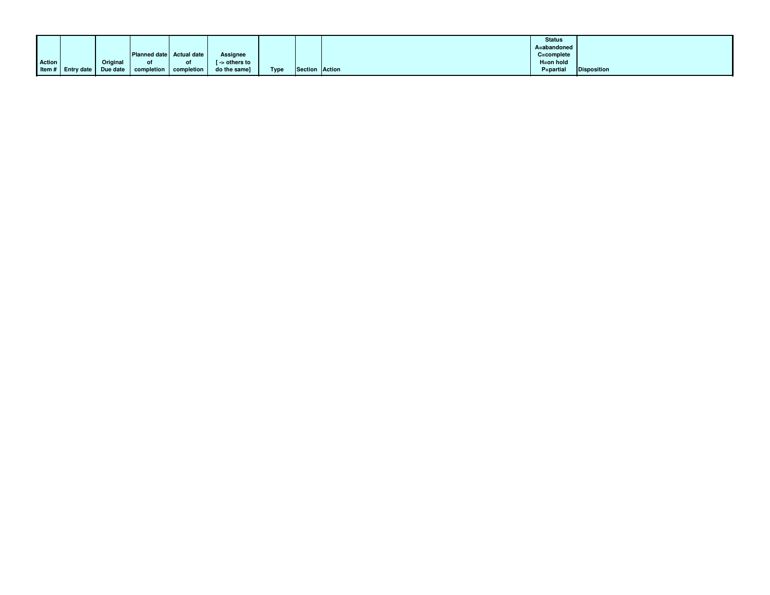| Action Item # | Entry date | Original Due date | Planned date of completion | Actual date of completion | Assignee [ -> others to do the same] | Type | Section | Action | Status A=abandoned C=complete H=on hold P=partial | Disposition |
|---|---|---|---|---|---|---|---|---|---|---|